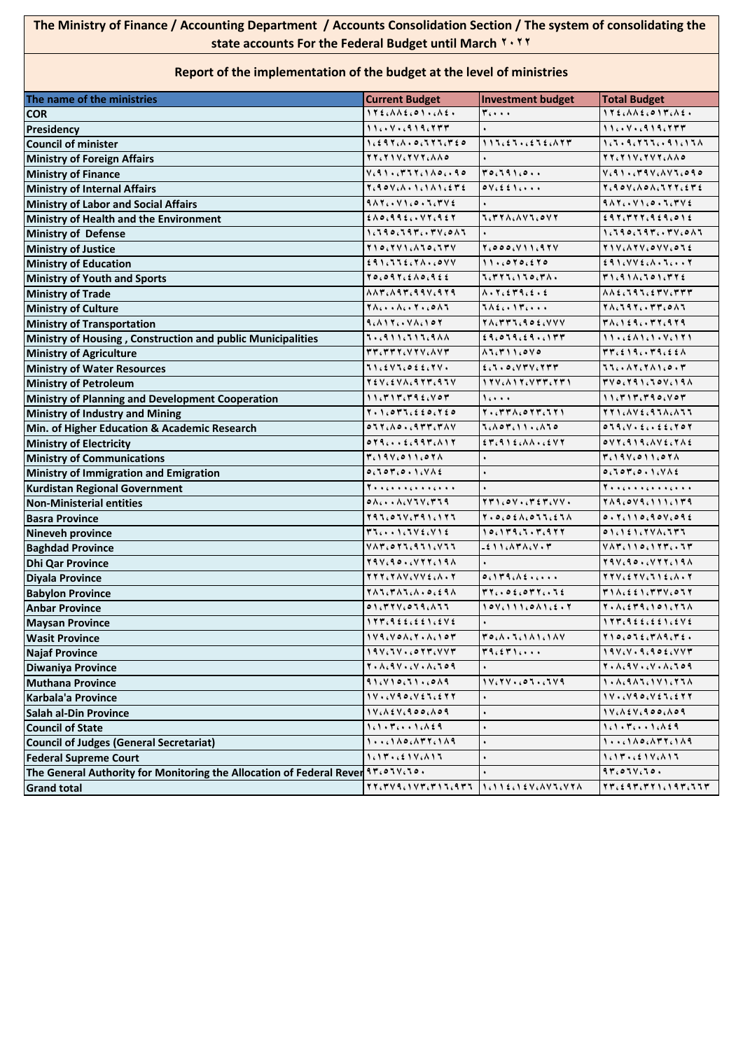# The Ministry of Finance / Accounting Department / Accounts Consolidation Section / The system of consolidating the state accounts For the Federal Budget until March ٢٠٢٢

## Report of the implementation of the budget at the level of ministries

| The name of the ministries | Current Budget | Investment budget | Total Budget |
|---|---|---|---|
| COR | ١٢٤،٨٨٤،٥١٠،٨٤٠ | ٣،٠٠٠ | ١٢٤،٨٨٤،٥١٣،٨٤٠ |
| Presidency | ١١،٠٧٠،٩١٩،٢٣٣ | ٠ | ١١،٠٧٠،٩١٩،٢٣٣ |
| Council of minister | ١،٤٩٢،٨٠٥،٦٢٦،٣٤٥ | ١١٦،٤٦٠،٤٦٤،٨٢٣ | ١،٦٠٩،٢٦٦،٠٩١،١٦٨ |
| Ministry of Foreign Affairs | ٢٢،٢١٧،٢٧٢،٨٨٥ | ٠ | ٢٢،٢١٧،٢٧٢،٨٨٥ |
| Ministry of Finance | ٧،٩١٠،٣٦٢،١٨٥،٠٩٥ | ٣٥،٦٩١،٥٠٠ | ٧،٩١٠،٣٩٧،٨٧٦،٥٩٥ |
| Ministry of Internal Affairs | ٢،٩٥٧،٨٠١،١٨١،٤٣٤ | ٥٧،٤٤١،٠٠٠ | ٢،٩٥٧،٨٥٨،٦٢٢،٤٣٤ |
| Ministry of Labor and Social Affairs | ٩٨٢،٠٧١،٥٠٦،٣٧٤ | ٠ | ٩٨٢،٠٧١،٥٠٦،٣٧٤ |
| Ministry of Health and the Environment | ٤٨٥،٩٩٤،٠٧٢،٩٤٢ | ٦،٣٢٨،٨٧٦،٥٧٢ | ٤٩٢،٣٢٢،٩٤٩،٥١٤ |
| Ministry of Defense | ١،٦٩٥،٦٩٣،٠٣٧،٥٨٦ | ٠ | ١،٦٩٥،٦٩٣،٠٣٧،٥٨٦ |
| Ministry of Justice | ٢١٥،٢٧١،٨٦٥،٦٣٧ | ٢،٥٥٥،٧١١،٩٢٧ | ٢١٧،٨٢٧،٥٧٧،٥٦٤ |
| Ministry of Education | ٤٩١،٦٦٤،٢٨٠،٥٧٧ | ١١٠،٥٢٥،٤٢٥ | ٤٩١،٧٧٤،٨٠٦،٠٠٢ |
| Ministry of Youth and Sports | ٢٥،٥٩٢،٤٨٥،٩٤٤ | ٦،٣٢٦،١٦٥،٣٨٠ | ٣١،٩١٨،٦٥١،٣٢٤ |
| Ministry of Trade | ٨٨٣،٨٩٣،٩٩٧،٩٢٩ | ٨٠٢،٤٣٩،٤٠٤ | ٨٨٤،٦٩٦،٤٣٧،٣٣٣ |
| Ministry of Culture | ٢٨،٠٠٨،٠٢٠،٥٨٦ | ٦٨٤،٠١٣،٠٠٠ | ٢٨،٦٩٢،٠٣٣،٥٨٦ |
| Ministry of Transportation | ٩،٨١٢،٠٧٨،١٥٢ | ٢٨،٣٣٦،٩٥٤،٧٧٧ | ٣٨،١٤٩،٠٣٢،٩٢٩ |
| Ministry of Housing , Construction and public Municipalities | ٦٠،٩١١،٦١٦،٩٨٨ | ٤٩،٥٦٩،٤٩٠،١٣٣ | ١١٠،٤٨١،١٠٧،١٢١ |
| Ministry of Agriculture | ٣٣،٣٣٢،٧٢٧،٨٧٣ | ٨٦،٣١١،٥٧٥ | ٣٣،٤١٩،٠٣٩،٤٤٨ |
| Ministry of Water Resources | ٦١،٤٧٦،٥٤٤،٢٧٠ | ٤،٦٠٥،٧٣٧،٢٣٣ | ٦٦،٠٨٢،٢٨١،٥٠٣ |
| Ministry of Petroleum | ٢٤٧،٤٧٨،٩٢٣،٩٦٧ | ١٢٧،٨١٢،٧٣٣،٢٣١ | ٣٧٥،٢٩١،٦٥٧،١٩٨ |
| Ministry of Planning and Development Cooperation | ١١،٣١٣،٣٩٤،٧٥٣ | ١،٠٠٠ | ١١،٣١٣،٣٩٥،٧٥٣ |
| Ministry of Industry and Mining | ٢٠١،٥٣٦،٤٤٥،٢٤٥ | ٢٠،٣٣٨،٥٢٣،٦٢١ | ٢٢١،٨٧٤،٩٦٨،٨٦٦ |
| Min. of Higher Education & Academic Research | ٥٦٢،٨٥٠،٩٣٣،٣٨٧ | ٦،٨٥٣،١١٠،٨٦٥ | ٥٦٩،٧٠٤،٠٤٤،٢٥٢ |
| Ministry of Electricity | ٥٢٩،٠٠٤،٩٩٣،٨١٢ | ٤٣،٩١٤،٨٨٠،٤٧٢ | ٥٧٢،٩١٩،٨٧٤،٢٨٤ |
| Ministry of Communications | ٣،١٩٧،٥١١،٥٢٨ | ٠ | ٣،١٩٧،٥١١،٥٢٨ |
| Ministry of Immigration and Emigration | ٥،٦٥٣،٥٠١،٧٨٤ | ٠ | ٥،٦٥٣،٥٠١،٧٨٤ |
| Kurdistan Regional Government | ٢٠٠،٠٠٠،٠٠٠،٠٠٠ | ٠ | ٢٠٠،٠٠٠،٠٠٠،٠٠٠ |
| Non-Ministerial entities | ٥٨،٠٠٨،٧٦٧،٣٦٩ | ٢٣١،٥٧٠،٣٤٣،٧٧٠ | ٢٨٩،٥٧٩،١١١،١٣٩ |
| Basra Province | ٢٩٦،٥٦٧،٣٩١،١٢٦ | ٢٠٥،٥٤٨،٥٦٦،٤٦٨ | ٥٠٢،١١٥،٩٥٧،٥٩٤ |
| Nineveh province | ٣٦،٠٠١،٦٧٤،٧١٤ | ١٥،١٣٩،٦٠٣،٩٢٢ | ٥١،١٤١،٢٧٨،٦٣٦ |
| Baghdad Province | ٧٨٣،٥٢٦،٩٦١،٧٦٦ | -٤١١،٨٣٨،٧٠٣ | ٧٨٣،١١٥،١٢٣،٠٦٣ |
| Dhi Qar Province | ٢٩٧،٩٥٠،٧٢٢،١٩٨ | ٠ | ٢٩٧،٩٥٠،٧٢٢،١٩٨ |
| Diyala Province | ٢٢٢،٢٨٧،٧٧٤،٨٠٢ | ٥،١٣٩،٨٤٠،٠٠٠ | ٢٢٧،٤٢٧،٦١٤،٨٠٢ |
| Babylon Province | ٢٨٦،٣٨٦،٨٠٥،٤٩٨ | ٣٢،٠٥٤،٥٣٢،٠٦٤ | ٣١٨،٤٤١،٣٣٧،٥٦٢ |
| Anbar Province | ٥١،٣٢٧،٥٦٩،٨٦٦ | ١٥٧،١١١،٥٨١،٤٠٢ | ٢٠٨،٤٣٩،١٥١،٢٦٨ |
| Maysan Province | ١٢٣،٩٤٤،٤٤١،٤٧٤ | ٠ | ١٢٣،٩٤٤،٤٤١،٤٧٤ |
| Wasit Province | ١٧٩،٧٥٨،٢٠٨،١٥٣ | ٣٥،٨٠٦،١٨١،١٨٧ | ٢١٥،٥٦٤،٣٨٩،٣٤٠ |
| Najaf Province | ١٩٧،٦٧٠،٥٢٣،٧٧٣ | ٣٩،٤٣١،٠٠٠ | ١٩٧،٧٠٩،٩٥٤،٧٧٣ |
| Diwaniya Province | ٢٠٨،٩٧٠،٧٠٨،٦٥٩ | ٠ | ٢٠٨،٩٧٠،٧٠٨،٦٥٩ |
| Muthana Province | ٩١،٧١٥،٦١٠،٥٨٩ | ١٧،٢٧٠،٥٦٠،٦٧٩ | ١٠٨،٩٨٦،١٧١،٢٦٨ |
| Karbala'a Province | ١٧٠،٧٩٥،٧٤٦،٤٢٢ | ٠ | ١٧٠،٧٩٥،٧٤٦،٤٢٢ |
| Salah al-Din Province | ١٧،٨٤٧،٩٥٥،٨٥٩ | ٠ | ١٧،٨٤٧،٩٥٥،٨٥٩ |
| Council of State | ١،١٠٣،٠٠١،٨٤٩ | ٠ | ١،١٠٣،٠٠١،٨٤٩ |
| Council of Judges (General Secretariat) | ١٠٠،١٨٥،٨٣٢،١٨٩ | ٠ | ١٠٠،١٨٥،٨٣٢،١٨٩ |
| Federal Supreme Court | ١،١٣٠،٤١٧،٨١٦ | ٠ | ١،١٣٠،٤١٧،٨١٦ |
| The General Authority for Monitoring the Allocation of Federal Rever | ٩٣،٥٦٧،٦٥٠ | ٠ | ٩٣،٥٦٧،٦٥٠ |
| Grand total | ٢٢،٣٧٩،١٧٣،٣١٦،٩٣٦ | ١،١١٤،١٤٧،٨٧٦،٧٢٨ | ٢٣،٤٩٣،٣٢١،١٩٣،٦٦٣ |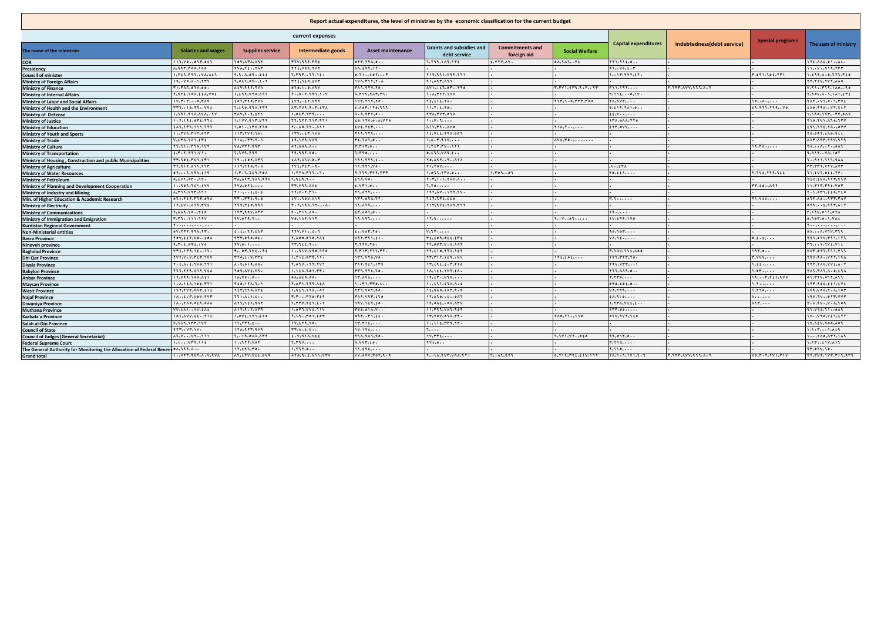**Report actual expenditures, the level of ministries by the economic classification for the current budget**

| The name of the ministries | current expenses | | | | | | | Capital expenditures | indebtedness(debt service) | Special programs | The sum of ministry |
|---|---|---|---|---|---|---|---|---|---|---|---|
| | Salaries and wages | Supplies service | Intermediate goods | Asset maintenance | Grants and subsidies and debt service | Commitments and foreign aid | Social Welfare | | | | |
| COR | ١١٦,٧٥٠,٥٦٣,٥٤٦ | ٦٥٧,٨٣٨,٨٩٢ | ٣٦٧,٩٩٢,٣٢٤ | ٥٢٣,٢٩٨,٥٠٠ | ٦,٢٩٩,١٨٩,١٣٤ | ٤,٧٢٧,٨٧٠ | ٥٨,٩٨٦,٠٧٤ | ٢٢١,٩١٤,٥٠٠ | | | ١٢٤,٨٨٤,٥١٠,٨٤٠ |
| Presidency | ٨,٩٩٣,٣٥٥,١٥٥ | ٩٧٨,٢٤٠,٢٨٣ | ٩٢٤,٧٥٦,٢٧٢ | ٧٨,٤٩٢,١٢٠ | . | . | . | ٩٦,٠٧٥,٠٠٣ | . | . | ١١,٠٧٠,٩١٩,٢٣٣ |
| Council of minister | ١,٢٤٦,٣٢١,٠٧٨,٤٤٦ | ٩,٩٠٨,٥٩٠,٥٤٤ | ٦,٣٩٣,٠٦٦,٦٤٠ | ٥,٦١٠,٤٥٢,٠٠٣ | ٢١٩,٩٦١,٧٩٢,١٦١ | . | . | ١,٠١٣,٩٩٢,٤٢٠ | . | ٣,٥٩١,٦٥٤,٢٣١ | ١,٤٩٢,٨٠٥,٦٢٦,٣٤٥ |
| Ministry of Foreign Affairs | ١٩٠,٧٥٥,٨٠١,٢٣٦ | ٣٥,٠٦٤,٥٧٠,١٠٣ | ٢٣٤,٦٤٥,٤٧٣ | ١٧٨,٣٦٦,٢٠٨ | ٩٦,٨٩٣,٨٦٦ | . | . | . | . | . | ٢٢٦,٢١٧,٢٧٦,٨٨٥ |
| Ministry of Finance | ٣١,٥٣١,٥٦٧,٥٥٠ | ٨٤٧,٩٩٢,٣٧٨ | ٥٦٥,٠٥٠,٨٩٧ | ٣٨٦,٩٩٧,٢٥٠ | ٨٧١,٠٤٦,٥٣٠,٢٩٥ | . | ٣,٣٧١,٩٣٩,٩٠٣,٠٩٣ | ٣١١,١٩٢,٠٠٠ | ٣,٦٣٣,٨٧٧,٩٦٦,٨٠٢ | . | ٧,٨١١,٣٦٢,١٨٥,٠٩٥ |
| Ministry of Internal Affairs | ٢,٩٢٤,١٥٨,٤٤٨,٧٥٤ | ١,٤٩٩,٧٢٥,٨٩٦ | ٢٠,٥٠٢,٦٩٦,١٠٧ | ٨,٣٦٧,٩٨٣,٣٦٠ | ١٠٨,٣٢٢,٧٧٧ | . | . | ٣,١٦٤,٠٠٥,١٧٠ | . | . | ٢,٩٥٧,٨٠١,١٨١,٤٣٤ |
| Ministry of Labor and Social Affairs | ١٧,٣٠٣,٠٠٥,٣٨٩ | ٤٥٢,٣٩٥,٣٧٨ | ٤٧٩,٠٤٢,٧٢٢ | ١٦٣,٢٢٢,٢٥٠ | ٢٤,٤٦٤,٢٨٠ | . | ٩٦٣,٠٩٣,٠٥٠,٣٥٥ | ٢٨,٩٧٣,٠٠٠ | . | ١٥,٠٨٠,٠٠٠ | ٩٨٢,٠٧١,٥٠٠,٦١٧ |
| Ministry of Health and the Environment | ٣٣٦,٠١٥,٢٩٠,٧٧٤ | ٦,٤٩٥,٩٦٨,٢٣٩ | ٨٣,٢٧٩,٩٠٣,٤٣٨ | ٤,٨٥٣,١٢٥,٦٦٦ | ١١,٢٠٤,٢٥٠ | . | . | ٥,٤١٩,٢٨١,٥٠٠ | . | ٤٩,٩٢٦,٢٩٩,٠٧٥ | ٤٨٥,٩٩٤,٠٧٢,٤٤٢ |
| Ministry of Defense | ١,٦٩١,٩٦٨,٨٧٨,٠٩٧ | ٣٨٧,٩٠٩,٤٢١ | ١,٥٤٣,٢٣٩,٠٠٠ | ٨٠٩,٩٣٧,٥٠٠ | ٩٣٨,٣٧٣,٥٦٨ | . | . | ٤٤,٧٠٠,٠٠٠ | . | . | ١,٦٩٥,٦٩٣,٠٣٧,٥٨٦ |
| Ministry of Justice | ١٠٣,١٩٤,٥٣٤,٩٦٤ | ١,١٧٧,٩١٣,٧٦٢ | ٦٦,٦٢٢,٦١٣,٩٦١ | ٤٥,١٢٧,٥٠٨,٧٢٥ | ١٠,٧٠٦,٠٠٠ | . | . | ١٣٨,٥٨٨,٢٢٥ | . | . | ٢١٥,٢٧١,٨٦٥,٦٣٧ |
| Ministry of Education | ٤٨٦,١٣٦,١١١,٦٢١ | ١,٥٦١,٠١٣٧,٢٦٥ | ٢,٠٨٥,٦٢٠,٨١١ | ٤٧٤,٢٤٣,٠٠٠ | ٨١٦,٣٩,٠٨٧٥ | . | ٢١٨,٢٠٠,٠٠٠ | ٤٢٣,٥٧٧,٠٠٠ | . | . | ٤٩١,٦٦٤,٢٨٠,٥٧٧ |
| Ministry of Youth and Sports | ١٠,٣٧٨,٣١٢,٥٦٣ | ١١٣,٢٧٢,٦٥٠ | ١٣٧,٠٤٣,١٧٥ | ٢١٩,٦٢٩,٠٠٠ | ١٤,٧٤٤,٢٢٨,٥٥٦ | . | . | . | . | . | ٢٥,٥٩٢,٤٨٥,٩٤٤ |
| Ministry of Trade | ٧,٤٣٨,١٨٦,٤٣٤ | ٢١٨,٠٣٣,٢٠٦ | ٤٦,١٧٩,٧٨٩ | ٣٤,٦٨٦,٥٠٠ | ١,٨٠٣,٩١٧,٠٠٠ | . | ٨٧٤,٣٥٠,٠٠٠,٠٠٠ | . | . | . | ٨٨٣,٨٩٣,٩٩٧,٩٢٩ |
| Ministry of Culture | ٢٦,٦١٠,٣٦٥,١٧٢ | ٧٨,٧٣٢,٩٩٣ | ٥٦,٨٥٥,٨٠٠ | ٣,٢١٣,٥٠٠ | ١,٢٤٣,٣٧٠,١٢١ | . | . | . | . | ١٩,٣٨٠,٠٠٠ | ٢٨,٠٠٨,٠٢٠,٥٨٦ |
| Ministry of Transportation | ٤,٣٠٢,٢٢١,٧١٠ | ٦,٦٧٩,٢٩٢ | ٢٩,٩٩٢,٧٥٠ | ٦,٣٩٥,٠٠٠ | ٥,٤٦٦,٧٨٩,٤٠٠ | . | . | . | . | . | ٩,٨١٢,٠٧٨,١٥٢ |
| Ministry of Housing , Construction and public Municipalities | ٣٣,٦٥٤,٣٤٦,٤٣١ | ٦٩٠,٤٥٦,٨٣٦ | ٤٨٢,٨٦٧,٥٠٣ | ١٩١,٩٢٩,٤٠٠ | ٢٥,٨٩٢,٠٢٠,٨١٨ | . | . | . | . | . | ٦٠,٩١١,٦١٦,٩٨٨ |
| Ministry of Agriculture | ٣٢,٩١٢,٥١١,٢٦٣ | ١١٢,٦٩٥,٢٠٨ | ٢٧٤,٣٤٣,٠٩٠ | ١١,٩٩١,٧٥٠ | ٢١,٢٥٧,٠٠٠ | . | . | ٧٠٠,٤٣٨ | . | . | ٣٣,٣٣٢,٧٧٢,٧٨٣ |
| Ministry of Water Resources | ٥٢,٠٠٦,٧٩٨,٤١٩ | ١,٣٠٦,٦٤٩,٣٥٨ | ٦,٢٢٨,٣٦٦,٠٦٠ | ٢,٦٦٧,٢٩٢,٢٣٣ | ١,٥٦٦,٢٣٨,٥٠٠ | ١,٣٥٩,٠٥٦ | . | ٢٥,٤٤١,٠٠٠ | . | ٢,٦٧٤,٢٩٩,٦٤٤ | ٦٦,٤٧٦,٥٤٤,٢٧٠ |
| Ministry of Petroleum | ٥,٤٧٦,٥٣٠,٨٢٠ | ٣٨,٨٩٣,٨٦٦,٩٩٧ | ٦,٩٤٩,٦٠٠ | ٤٦٨,٧٥٠ | ٢٠٣,١٠٦,٢٨٧,٨٠٠ | . | . | . | . | . | ٢٤٧,٤٦٧,٨٩٢,٩٩٧ |
| Ministry of Planning and Development Cooperation | ١٠,٩٥٦,٦٤١,٤٧٧ | ٢٧٨,٥٢٤,٠٠٠ | ٣٣,٧٩٦,٨٨٤ | ٤,٧٣١,٥٠٠ | ٦,٢٥٠,٠٠٠ | . | . | . | . | ٣٣,٤٥٠,٨٩٢ | ١١,٣١٣,٣٩٤,٧٥٣ |
| Ministry of Industry and Mining | ٨,٣٦٦,٧٩٣,٨٦١ | ٢١٠,٠٠٠,٤٠٠٤ | ٦٦,٧٠٢,٣٦١ | ٢٦,٨٢٢,٠٠٠ | ١٩٢,٨٧٠,١٢٢,٦٧٠ | . | . | . | . | . | ٢٠١,٥٣٦,٤٤٥,٢٤٥ |
| Min. of Higher Education & Academic Research | ٥٦١,٢٤٢,٣٦٣,٥٩٨ | ٣٣٠,٣٣٤,٩٠٥ | ٤٧٠,٦٥٧,٨١٩ | ١٣٩,٥٩٨,٦٢٠ | ٦٤٢,٦٣٤,٤٤٥ | . | . | ٣,٦٠٠,٠٠٠ | . | ٢١,٧٤٤,٠٠٠ | ٥٦٢,٨٥٠,٩٣٣,٣٨٧ |
| Ministry of Electricity | ١٢,٤٧٠,٨٦٩,٣٧٤ | ٢٩٩,٣٤٥,٩٩٦ | ٣٠٢,١٩٨,٦٢٠,٠٨٠ | ٦١,٨٦٩,٠٠٠ | ٢١٣,٩٧٤,٢٨٩,٣٦٢ | . | . | . | . | . | ٥٢٩,٠٠٤,٩٩٣,٨١٢ |
| Ministry of Communications | ٢,٨٨٩,١٥٠,٣٤٥ | ١٧٣,٩٩٧,٨٣٣ | ٩٠,٣١٩,٨٥٠ | ٤٣,٨٥٦,٥٠٠ | . | . | . | ١٩٠,٠٠٠ | . | . | ٣,١٩٧,٥١١,٥٢٨ |
| Ministry of Immigration and Emigration | ٣,٣٦٠,١١١,٦٩٧ | ٩٧,٥٢٩,٢٠٠ | ٧٥,١٨٢,٧١٢ | ١٩,٧٩٦,٠٠٠ | ١٢,٩٠٠,٠٠٠ | . | ٢,٠٧٠,٥٦٠,٠٠٠ | ١٧,٤٢٢,١٧٥ | . | . | ٥,٦٥٣,٥٠١,٧٨٤ |
| Kurdistan Regional Government | ٢٠٠,٠٠٠,٠٠٠,٠٠٠ | . | . | . | . | . | . | . | . | . | ٢٠٠,٠٠٠,٠٠٠,٠٠٠ |
| Non-Ministerial entities | ٥٧,٢٣٦,٩٢٨,٢٣٠ | ٤٠٤٠,٦٦,٤٨٣ | ٢٢٧,٧١٠,٤٠٦ | ٤٠,٧٨٣,٢٥٠ | ٧,٦٢٠,٠٠٠ | . | . | ٩٥,٦٥٣,٠٠٠ | . | . | ٥٨,٠٠٨,٧٧٢,٣٦٩ |
| Basra Province | ٢٥٧,٤٤٢,٧٥٠,٤٥٨ | ٩٢٣,٥٩٥,٥٤٠ | ٢,٨٥٥,٥٦٥,٢٨٤ | ٧٩٢,٣٩١,٤١٠ | ٣٤,٤٥٩,٥٤٤,٤٣٤ | . | . | ٧٨,١٤٠,٠٠٠ | . | ٥,٤٠٤,٠٠٠ | ٢٩٦,٥٢٧,٣٩١,١٢٦ |
| Nineveh province | ٩,٣٠٤,٥٩٤,٠٧٥ | ٩٧,٥٠١,٠٠٠ | ٢٢,٦٤٤,٢٠٠ | ٢,٢٢٧,٢٥٠ | ٢٦,٥٧٣,٧٠٨,١٨٩ | . | . | . | . | . | ٣٦,٠٠١,٦٧٤,٧١٤ |
| Baghdad Province | ٧٣٤,١٣٩,١٤٠,١٦٠ | ٣,٠٥٣,٦٧٤,٠٩٤ | ١٠,٩١٧,٧٩٥,١٩٥ | ٢,٣١٣,٦٦٦,٣٢٠ | ٢٩,٤١٥,٢٢٨,١٤٢ | . | . | ٣,٦٨٧,٦٦٤,٨٥٥ | . | ١٩٢,٥٠٠ | ٧٨٣,٥٢٦,٩٦١,٧٦٦ |
| Dhi Qar Province | ٢٧٢,٧٠٧,٣٤٣,٦٧٧ | ٣٢٥,٤٠٧,٣٣٤ | ١,٢١٤,٥٣٩,١١٠ | ١٣٦,٧٢٨,٧٥٠ | ٢٣,٣١٢,٦٤٩,٠٧٧ | . | ١٢٤,٤٥٤,٠٠٠ | ١٢٦,٣٢٣,٢٥٠ | . | ٣,٧٧٧,٠٠٠ | ٢٩٧,٩٥٠,٧٢٢,١٩٨ |
| Diyala Province | ٢٠٤,٨٠٤,٧٥٥,٦٢١ | ٨٠٩,٥١٩,٥٥٠ | ٢,٥٦٧,٠٦٢,٢٧٦ | ٣١٢,٩٤١,١٣٩ | ١٣,٤٩٤,٤٠٣,٢١٥ | . | . | ٢٩٧,٧٢٣,٠٠١ | . | ١,٤٤٠,٠٠٠ | ٢٢٢,٢٨٧,٧٧٤,٨٠٢ |
| Babylon Province | ٢٦٦,٢٢٩,٤٦٢,٧٤٨ | ٢٥٩,٨٧٤,٧٩٠ | ١,١٤٨,٦٥١,٣٣٠ | ٣٣٦,٢٢٤,٦٥٠ | ١٨,١٤٤,١٧٢,٤٨٠ | . | . | ٢٦٦,٨٨٩,٥٠٠ | . | ١,٥٣٠,٠٠٠ | ٢٨٦,٣٨٦,٨٠٥,٤٩٨ |
| Anbar Province | ١٢,٧٩٩,١٥٥,٤٤١ | ١٨,٧٥٠,٥٠٠ | ٥٨,٨٤٥,٥٥٠ | ١٣,٨٧٤,٠٠٠ | ١٩,٤٣٠,٧٦٧,٠٠٠ | . | . | ٢,٢٣٥,٠٠٠ | . | ١٩,٠٠٣,٩٤١,٦٧٥ | ٥١,٣٢٧,٥٦٩,٨٦٦ |
| Maysan Province | ١٠٨,١٤٨,١٥٤,٣٢١ | ٩٤٥,١٢٨,٦٠١ | ٢,٨٣٦,١٩٩,٨٤٨ | ١,٠٣١,٣٣٥,٤٠٠ | ١٠,٤٦١,٤٦٨,٨٠٤ | . | . | ٥٢٥,٤٥٤,٥٠٠ | . | ١,٢٠٠,٠٠٠ | ١٢٣,٩٤٤,٤٤١,٤٧٤ |
| Wasit Province | ١٦٩,٢٧٢,٩٨٣,٤٦٤ | ٢٤٣,٦٦٥,٨٢٤ | ١,٩٤٦,١٢٨,٠٥٦ | ٢٣٦,٧٥٢,٩٥٠ | ١٤,٩٨٥,١٨٣,٩٠٩ | . | . | ٧٢,٢٢٩,٠٠٠ | . | ١,٢٦٥,٠٠٠ | ١٧٦,٧٥٨,٢٠٨,١٥٣ |
| Najaf Province | ١٨٠,٤٠٣,٨٥٧,٦٧٣ | ٦٦٦,٨٠١,٤٠٠ | ٣,٣٠٠,٣٢٥,٣٤٩ | ٣٨٩,٧٩٣,٤٦٥ | ١٢,٨٦٥,٠٤٠,٥٨٦ | . | . | ٤٨,٩٠٥,٠٠٠ | . | ٨٠,٠٠٠ | ١٩٧,٦٧٠,٥٢٣,٧٧٣ |
| Diwaniya Province | ١٨٠,٢٨٥,٥٤٩,٥٨٨ | ٨٢٩,٦٤٦,٩٨٢ | ٦,٣٣٧,٧٤٤,٤٠٢ | ٦٩٧,٦٤٩,٤٥٠ | ١٩,٥٨٤,٠٥٨,٨٣٧ | . | . | ١,٢٣٨,٧٤٤,٤٠٠ | . | ٨١٣,٠٠٠ | ٢٠٨,٩٧٠,٧٠٨,٦٥٩ |
| Muthana Province | ٧٧,٤٨١,٠٧٧,٤٨٤ | ٨١٢,٩٠٢,٨٣٩ | ١,٥٣٦,٧٧٤,٦١٧ | ٣٥٤,٥١٨,٧٠٠ | ١١,٣٩٦,٧٨٦,٩٤٩ | . | . | ١٣٣,٥٥٠,٠٠٠ | . | . | ٩١,٧١٥,٦١٠,٥٨٩ |
| Karbala'a Province | ١٥١,٨٧٧,٤٤٠,٩١٤ | ١,٥٧٤,١٢١,٤١٥ | ٢,١٩٠,٣٥١,٤٥٣ | ٥٩٣,٠٣١,٤٤٠ | ١٣,٧٥٧,٥٦٨,٣٩٠ | . | ٢٨٥,٢٦٠,١٦٥ | ٥١٧,٩٧٣,٦٤٥ | . | . | ١٧٠,٧٩٥,٧٤٦,٤٢٢ |
| Salah al-Din Province | ٧,٦٨٦,٦٣٣,٦٧٩ | ١٦,٢٣٩,٤٠٠ | ١٧,٤٢٩,٦٥٠ | ١٣,٣١٤,٠٠٠ | ١٠,١١٤,٣٣٩,١٣٠ | . | . | . | . | . | ١٧,٨٤٧,٩٥٥,٨٥٩ |
| Council of State | ٩٤٢,٠٧٣,١٧٠ | ١٢٨,٦٢٣,٩٧٩ | ٣٣,٨٠٤,٧٠٠ | ١٧,١٩٤,٠٠٠ | ٦,٠٠٠ | . | . | . | . | . | ١,١٠٣,٠٠١,٨٤٩ |
| Council of Judges (General Secretariat) | ٨٦,٧٠٠,٧٢٠,٦١١ | ٢,٠١٩,٥٨٨,٨٣٩ | ٤٠٧,٩١٨,٧٤٤ | ٢٦٨,٩٨٦,٩٥٠ | ١٧,٣٣٤,٠٠٠ | . | ٦,٦٧١,٧٢٠,٥٤٥ | ٩٩,٥٦٢,٥٠٠ | . | . | ١٠٠,١٨٥,٨٣٢,١٨٩ |
| Federal Supreme Court | ١,١٠٠,٧٣٢,١١٤ | ١٠,٦٢٢,٧٥٢ | ٦,٣٩٧,٠٠٠ | ٢٧٤,٥٠٠ | . | . | . | ٣,٦١٨,٠٠٠ | . | . | ١,١٣٠,٤١٧,٨١٦ |
| The General Authority for Monitoring the Allocation of Federal Revenues | ٥٨,٦٩٩,٨٠٠ | ١٢,٤٩٦,٣٥٠ | ١,٢٢٦,٥٠٠ | ١١,٤٩٤,٠٠٠ | . | . | . | ٩,٦١٥,٥٠٠ | . | . | ٩٣,٥٢٧,٦٥٠ |
| Grand total | ١٠,٧٢٣,٩٧٩,٨٠٧,٩٧٨ | ٨١,٤٢٧,٧٤٤,٥٧٩ | ٥٢٥,٩,٤,٧١١,٧٣٧ | ٧٧,٥٧٧,٣٥٢,٩٠٩ | ٢,٠١٨,٦٧٣,٧٨٥,٩٢٠ | ٦,٠٨٦,٩٢٦ | ٥,٢١٩,٣٢٤,٤١٧,١٦٢ | ١٨,١٠٦,١٧١,٦٠٦ | ٣,٦٣٣,٨٧٧,٩٦٦,٨٠٢ | ٧٥,٣٠٢,٤٧١,٣١٧ | ٢٢,٣٧٩,٩٢٦,٣١٦,٩٣٦ |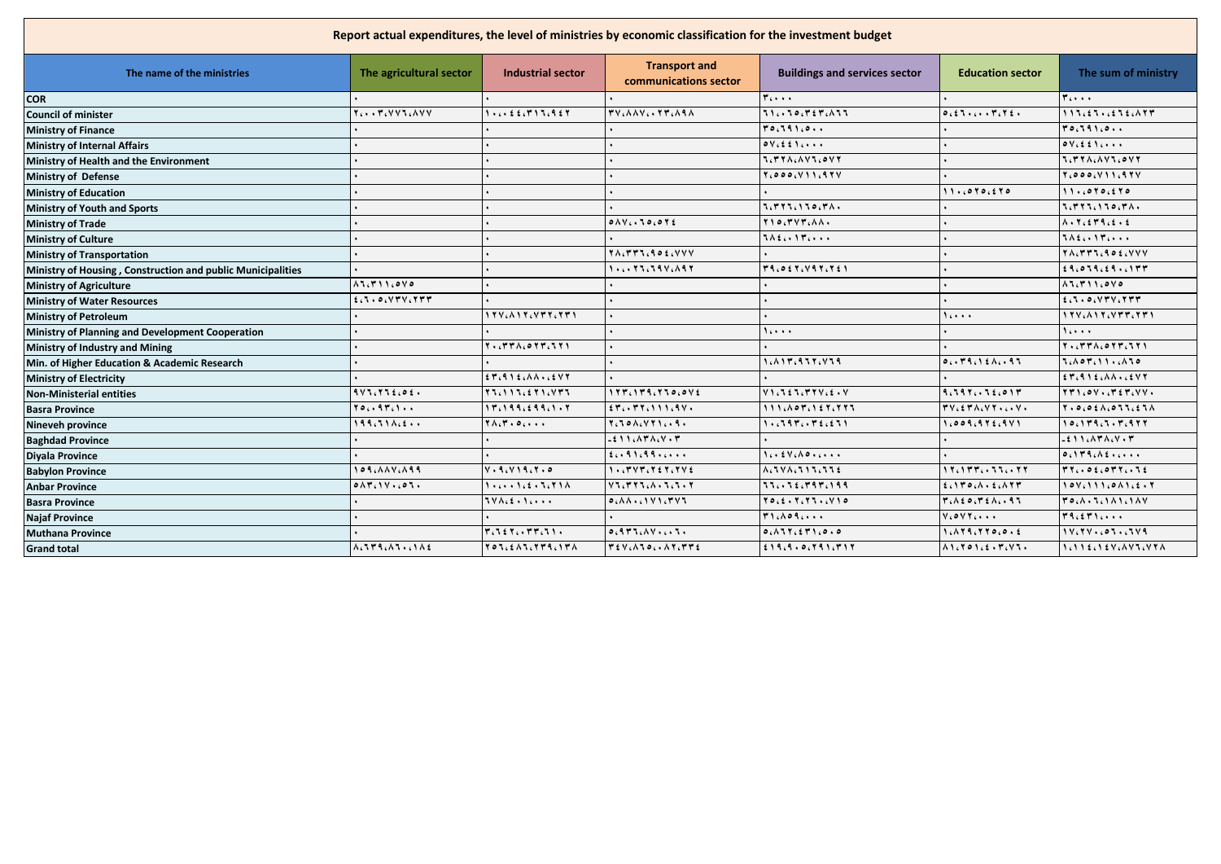**Report actual expenditures, the level of ministries by economic classification for the investment budget**

| The name of the ministries | The agricultural sector | Industrial sector | Transport and communications sector | Buildings and services sector | Education sector | The sum of ministry |
|---|---|---|---|---|---|---|
| COR | ٠ | ٠ | ٠ | ٣٠٠٠٠ | ٠ | ٣٠٠٠٠ |
| Council of minister | ٢،٠٠٣،٧٧٦،٨٧٧ | ١٠،٠٤٤،٣١٦،٩٤٢ | ٣٧،٨٨٧،٠٢٣،٨٩٨ | ٦١،٠٦٥،٣٤٣،٨٦٦ | ٥،٤٦٠،٠٠٣،٢٤٠ | ١١٦،٤٦٠،٤٦٤،٨٢٣ |
| Ministry of Finance | ٠ | ٠ | ٠ | ٣٥،٦٩١،٥٠٠ | ٠ | ٣٥،٦٩١،٥٠٠ |
| Ministry of Internal Affairs | ٠ | ٠ | ٠ | ٥٧،٤٤١،٠٠٠ | ٠ | ٥٧،٤٤١،٠٠٠ |
| Ministry of Health and the Environment | ٠ | ٠ | ٠ | ٦،٣٢٨،٨٧٦،٥٧٢ | ٠ | ٦،٣٢٨،٨٧٦،٥٧٢ |
| Ministry of Defense | ٠ | ٠ | ٠ | ٢،٥٥٥،٧١١،٩٢٧ | ٠ | ٢،٥٥٥،٧١١،٩٢٧ |
| Ministry of Education | ٠ | ٠ | ٠ | ٠ | ١١٠،٥٢٥،٤٢٥ | ١١٠،٥٢٥،٤٢٥ |
| Ministry of Youth and Sports | ٠ | ٠ | ٠ | ٦،٣٢٦،١٦٥،٣٨٠ | ٠ | ٦،٣٢٦،١٦٥،٣٨٠ |
| Ministry of Trade | ٠ | ٠ | ٥٨٧،٠٦٥،٥٢٤ | ٢١٥،٣٧٣،٨٨٠ | ٠ | ٨٠٢،٤٣٩،٤٠٤ |
| Ministry of Culture | ٠ | ٠ | ٠ | ٦٨٤،٠١٣،٠٠٠ | ٠ | ٦٨٤،٠١٣،٠٠٠ |
| Ministry of Transportation | ٠ | ٠ | ٢٨،٣٣٦،٩٥٤،٧٧٧ | ٠ | ٠ | ٢٨،٣٣٦،٩٥٤،٧٧٧ |
| Ministry of Housing , Construction and public Municipalities | ٠ | ٠ | ١٠،٠٢٦،٦٩٧،٨٩٢ | ٣٩،٥٤٢،٧٩٢،٢٤١ | ٠ | ٤٩،٥٦٩،٤٩٠،١٣٣ |
| Ministry of Agriculture | ٨٦،٣١١،٥٧٥ | ٠ | ٠ | ٠ | ٠ | ٨٦،٣١١،٥٧٥ |
| Ministry of Water Resources | ٤،٦٠٥،٧٣٧،٢٣٣ | ٠ | ٠ | ٠ | ٠ | ٤،٦٠٥،٧٣٧،٢٣٣ |
| Ministry of Petroleum | ٠ | ١٢٧،٨١٢،٧٣٢،٢٣١ | ٠ | ٠ | ١٠٠٠٠ | ١٢٧،٨١٢،٧٣٢،٢٣١ |
| Ministry of Planning and Development Cooperation | ٠ | ٠ | ٠ | ١٠٠٠٠ | ٠ | ١٠٠٠٠ |
| Ministry of Industry and Mining | ٠ | ٢٠،٣٣٨،٥٢٣،٦٢١ | ٠ | ٠ | ٠ | ٢٠،٣٣٨،٥٢٣،٦٢١ |
| Min. of Higher Education & Academic Research | ٠ | ٠ | ٠ | ١،٨١٣،٩٦٢،٧٦٩ | ٥،٠٣٩،١٤٨،٠٩٦ | ٦،٨٥٣،١١٠،٨٦٥ |
| Ministry of Electricity | ٠ | ٤٣،٩١٤،٨٨٠،٤٧٢ | ٠ | ٠ | ٠ | ٤٣،٩١٤،٨٨٠،٤٧٢ |
| Non-Ministerial entities | ٩٧٦،٢٦٤،٥٤٠ | ٢٦،١١٦،٤٢١،٧٣٦ | ١٢٣،١٣٩،٢٦٥،٥٧٤ | ٧١،٦٤٦،٣٢٧،٤٠٧ | ٩،٦٩٢،٠٦٤،٥١٣ | ٢٣١،٥٧٠،٣٤٣،٧٧٠ |
| Basra Province | ٢٥،٠٩٣،١٠٠ | ١٣،١٩٩،٤٩٩،١٠٢ | ٤٣،٠٣٢،١١١،٩٧٠ | ١١١،٨٥٣،١٤٢،٢٢٦ | ٣٧،٤٣٨،٧٢٠،٠٧٠ | ٢٠٥،٥٤٨،٥٦٦،٤٦٨ |
| Nineveh province | ١٩٩،٦١٨،٤٠٠ | ٢٨،٣٠٥،٠٠٠ | ٢،٦٥٨،٧٢١،٠٩٠ | ١٠،٦٩٣،٠٣٤،٤٦١ | ١،٥٥٩،٩٢٤،٩٧١ | ١٥،١٣٩،٦٠٣،٩٢٢ |
| Baghdad Province | ٠ | ٠ | -٤١١،٨٣٨،٧٠٣ | ٠ | ٠ | -٤١١،٨٣٨،٧٠٣ |
| Diyala Province | ٠ | ٠ | ٤،٠٩١،٩٩٠،٠٠٠ | ١،٠٤٧،٨٥٠،٠٠٠ | ٠ | ٥،١٣٩،٨٤٠،٠٠٠ |
| Babylon Province | ١٥٩،٨٨٧،٨٩٩ | ٧٠٩،٧١٩،٢٠٥ | ١٠،٣٧٣،٢٤٢،٢٧٤ | ٨،٦٧٨،٦١٦،٦٦٤ | ١٢،١٣٣،٠٦٦،٠٢٢ | ٣٢،٠٥٤،٥٣٢،٠٦٤ |
| Anbar Province | ٥٨٣،١٧٠،٠٥٦٠ | ١٠،٠٠١،٤٠٦،٢١٨ | ٧٦،٣٢٦،٨٠٦،٦٠٢ | ٦٦،٠٦٤،٣٩٣،١٩٩ | ٤،١٣٥،٨٠٤،٨٢٣ | ١٥٧،١١١،٥٨١،٤٠٢ |
| Basra Province | ٠ | ٦٧٨،٤٠١،٠٠٠ | ٥،٨٨٠،١٧١،٣٧٦ | ٢٥،٤٠٢،٢٦٠،٧١٥ | ٣،٨٤٥،٣٤٨،٠٩٦ | ٣٥،٨٠٦،١٨١،١٨٧ |
| Najaf Province | ٠ | ٠ | ٠ | ٣١،٨٥٩،٠٠٠ | ٧،٥٧٢،٠٠٠ | ٣٩،٤٣١،٠٠٠ |
| Muthana Province | ٠ | ٣،٦٤٢،٠٣٣،٦١٠ | ٥،٩٣٦،٨٧٠،٠٦٠ | ٥،٨٦٢،٤٣١،٥٠٥ | ١،٨٢٩،٢٢٥،٥٠٤ | ١٧،٢٧٠،٥٦٠،٦٧٩ |
| Grand total | ٨،٦٣٩،٨٦٠،١٨٤ | ٢٥٦،٤٨٦،٢٣٩،١٣٨ | ٣٤٧،٨٦٥،٠٨٢،٣٣٤ | ٤١٩،٩٠٥،٢٩١،٣١٢ | ٨١،٢٥١،٤٠٣،٧٦٠ | ١،١١٤،١٤٧،٨٧٦،٧٢٨ |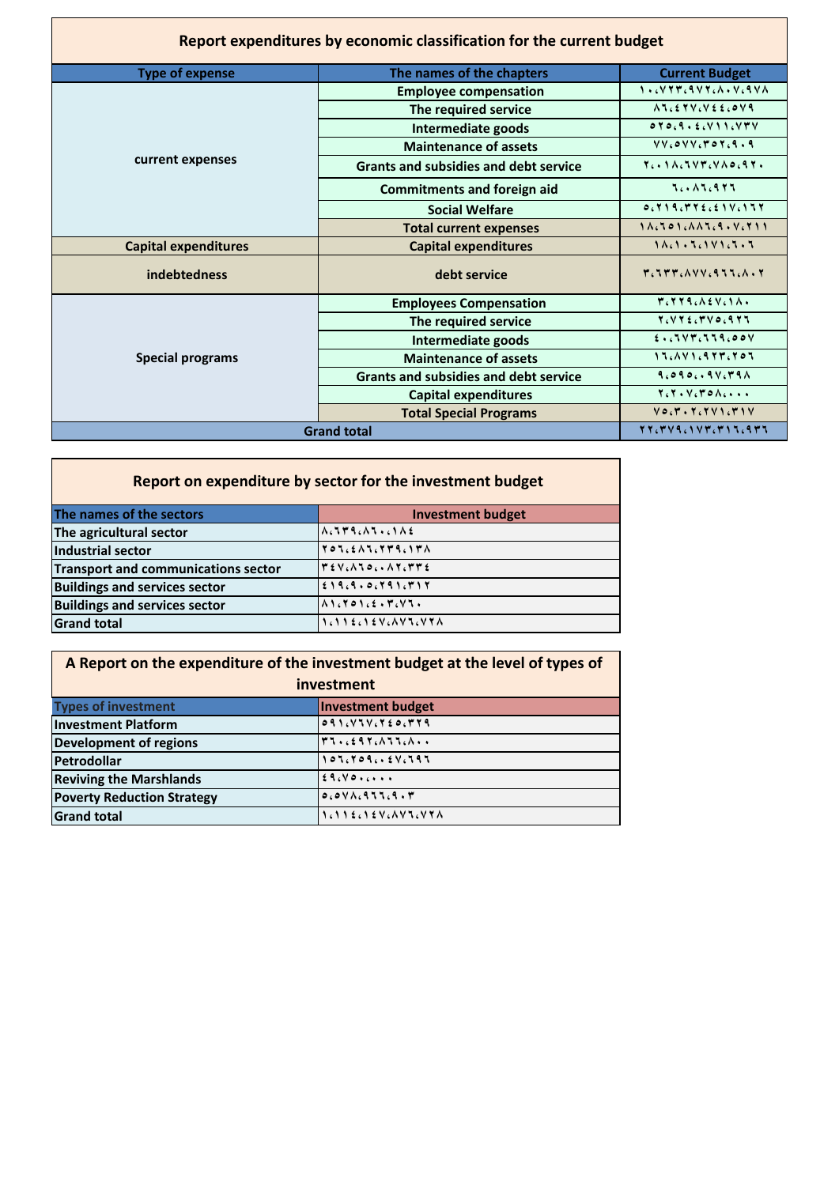## Report expenditures by economic classification for the current budget

| Type of expense | The names of the chapters | Current Budget |
|---|---|---|
| current expenses | Employee compensation | ١٠،٧٢٣،٩٧٢،٨٠٧،٩٧٨ |
| | The required service | ٨٦،٤٢٧،٧٤٤،٥٧٩ |
| | Intermediate goods | ٥٢٥،٩٠٤،٧١١،٧٣٧ |
| | Maintenance of assets | ٧٧،٥٧٧،٣٥٢،٩٠٩ |
| | Grants and subsidies and debt service | ٢،٠١٨،٦٧٣،٧٨٥،٩٢٠ |
| | Commitments and foreign aid | ٦،٠٨٦،٩٢٦ |
| | Social Welfare | ٥،٢١٩،٣٢٤،٤١٧،١٦٢ |
| | Total current expenses | ١٨،٦٥١،٨٨٦،٩٠٧،٢١١ |
| Capital expenditures | Capital expenditures | ١٨،١٠٦،١٧١،٦٠٦ |
| indebtedness | debt service | ٣،٦٣٣،٨٧٧،٩٦٦،٨٠٢ |
| Special programs | Employees Compensation | ٣،٢٢٩،٨٤٧،١٨٠ |
| | The required service | ٢،٧٢٤،٣٧٥،٩٢٦ |
| | Intermediate goods | ٤٠،٦٧٣،٦٦٩،٥٥٧ |
| | Maintenance of assets | ١٦،٨٧١،٩٢٣،٢٥٦ |
| | Grants and subsidies and debt service | ٩،٥٩٥،٠٩٧،٣٩٨ |
| | Capital expenditures | ٢،٢٠٧،٣٥٨،٠٠٠ |
| | Total Special Programs | ٧٥،٣٠٢،٢٧١،٣١٧ |
| Grand total | | ٢٢،٣٧٩،١٧٣،٣١٦،٩٣٦ |

## Report on expenditure by sector for the investment budget

| The names of the sectors | Investment budget |
|---|---|
| The agricultural sector | ٨،٦٣٩،٨٦٠،١٨٤ |
| Industrial sector | ٢٥٦،٤٨٦،٢٣٩،١٣٨ |
| Transport and communications sector | ٣٤٧،٨٦٥،٠٨٢،٣٣٤ |
| Buildings and services sector | ٤١٩،٩٠٥،٢٩١،٣١٢ |
| Buildings and services sector | ٨١،٢٥١،٤٠٣،٧٦٠ |
| Grand total | ١،١١٤،١٤٧،٨٧٦،٧٢٨ |

## A Report on the expenditure of the investment budget at the level of types of investment

| Types of investment | Investment budget |
|---|---|
| Investment Platform | ٥٩١،٧٦٧،٢٤٥،٣٢٩ |
| Development of regions | ٣٦٠،٤٩٢،٨٦٦،٨٠٠ |
| Petrodollar | ١٥٦،٢٥٩،٠٤٧،٦٩٦ |
| Reviving the Marshlands | ٤٩،٧٥٠،٠٠٠ |
| Poverty Reduction Strategy | ٥،٥٧٨،٩٦٦،٩٠٣ |
| Grand total | ١،١١٤،١٤٧،٨٧٦،٧٢٨ |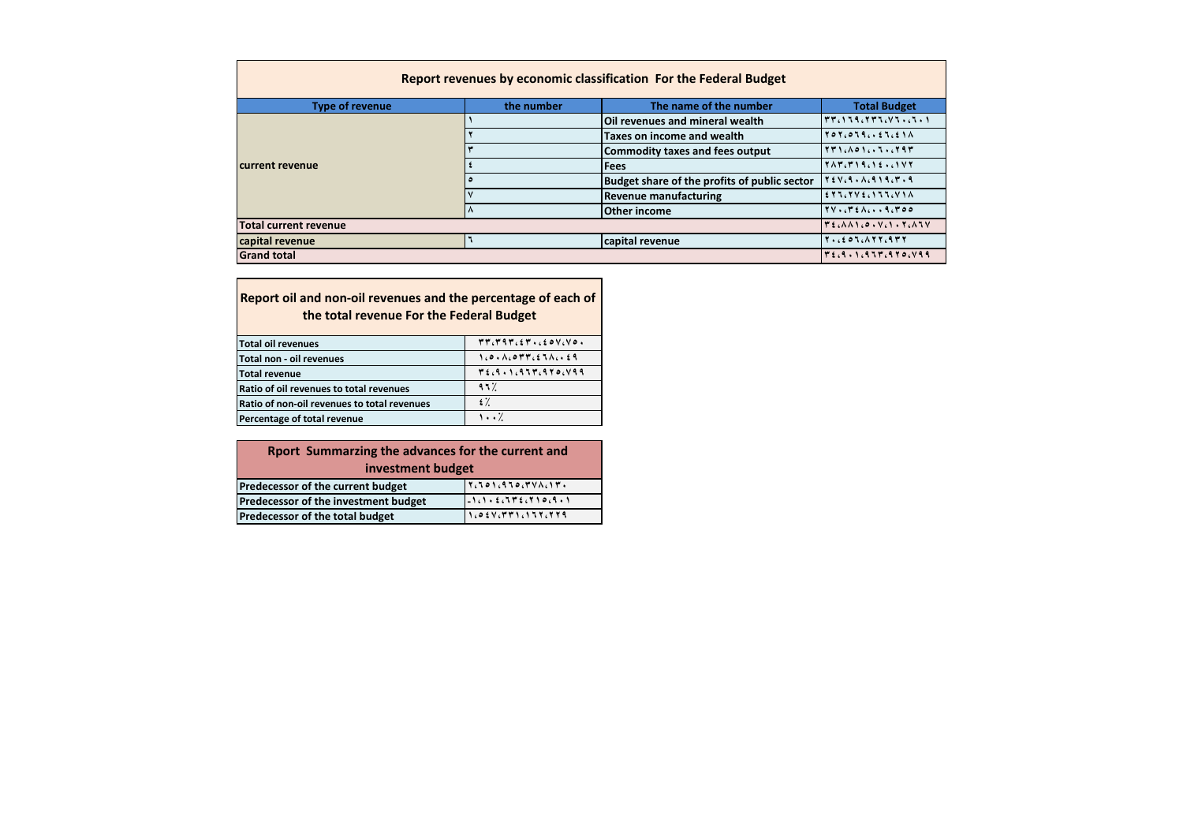## Report revenues by economic classification For the Federal Budget

| Type of revenue | the number | The name of the number | Total Budget |
|---|---|---|---|
| current revenue | ١ | Oil revenues and mineral wealth | ٣٣،١٦٩،٢٣٦،٧٦٠،٦٠١ |
| | ٢ | Taxes on income and wealth | ٢٥٢،٥٦٩،٠٤٦،٤١٨ |
| | ٣ | Commodity taxes and fees output | ٢٣١،٨٥١،٠٦٠،٢٩٣ |
| | ٤ | Fees | ٢٨٣،٣١٩،١٤٠،١٧٢ |
| | ٥ | Budget share of the profits of public sector | ٢٤٧،٩٠٨،٩١٩،٣٠٩ |
| | ٧ | Revenue manufacturing | ٤٢٦،٢٧٤،١٦٦،٧١٨ |
| | ٨ | Other income | ٢٧٠،٣٤٨،٠٠٩،٣٥٥ |
| Total current revenue | | | ٣٤،٨٨١،٥٠٧،١٠٢،٨٦٧ |
| capital revenue | ٦ | capital revenue | ٢٠،٤٥٦،٨٢٢،٩٣٢ |
| Grand total | | | ٣٤،٩٠١،٩٦٣،٩٢٥،٧٩٩ |

## Report oil and non-oil revenues and the percentage of each of the total revenue For the Federal Budget

| | |
|---|---|
| Total oil revenues | ٣٣،٣٩٣،٤٣٠،٤٥٧،٧٥٠ |
| Total non - oil revenues | ١،٥٠٨،٥٣٣،٤٦٨،٠٤٩ |
| Total revenue | ٣٤،٩٠١،٩٦٣،٩٢٥،٧٩٩ |
| Ratio of oil revenues to total revenues | ٩٦٪ |
| Ratio of non-oil revenues to total revenues | ٤٪ |
| Percentage of total revenue | ١٠٠٪ |

## Rport Summarzing the advances for the current and investment budget

| | |
|---|---|
| Predecessor of the current budget | ٢،٦٥١،٩٦٥،٣٧٨،١٣٠ |
| Predecessor of the investment budget | -١،١٠٤،٦٣٤،٢١٥،٩٠١ |
| Predecessor of the total budget | ١،٥٤٧،٣٣١،١٦٢،٢٢٩ |